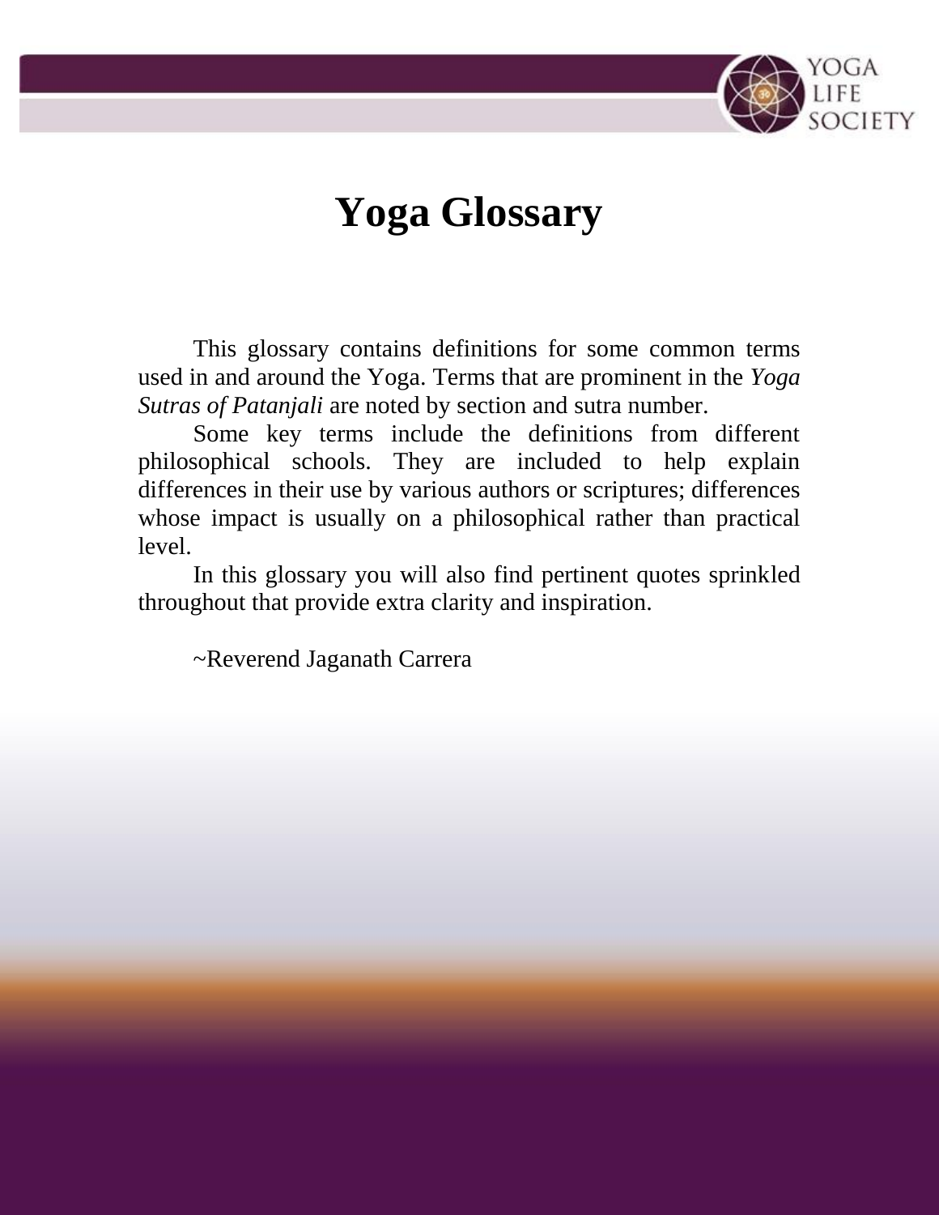# Yoga Glossary

This glossary contains definitions for some common terms used in and around the Yoga. Terms that are prominent in the *Yoga Sutras of Patanjali* are noted by section and sutra number.

Some key terms include the definitions from different philosophical schools. They are included to help explain differences in their use by various authors or scriptures; differences whose impact is usually on a philosophical rather than practical level.

In this glossary you will also find pertinent quotes sprinkled throughout that provide extra clarity and inspiration.

~Reverend Jaganath Carrera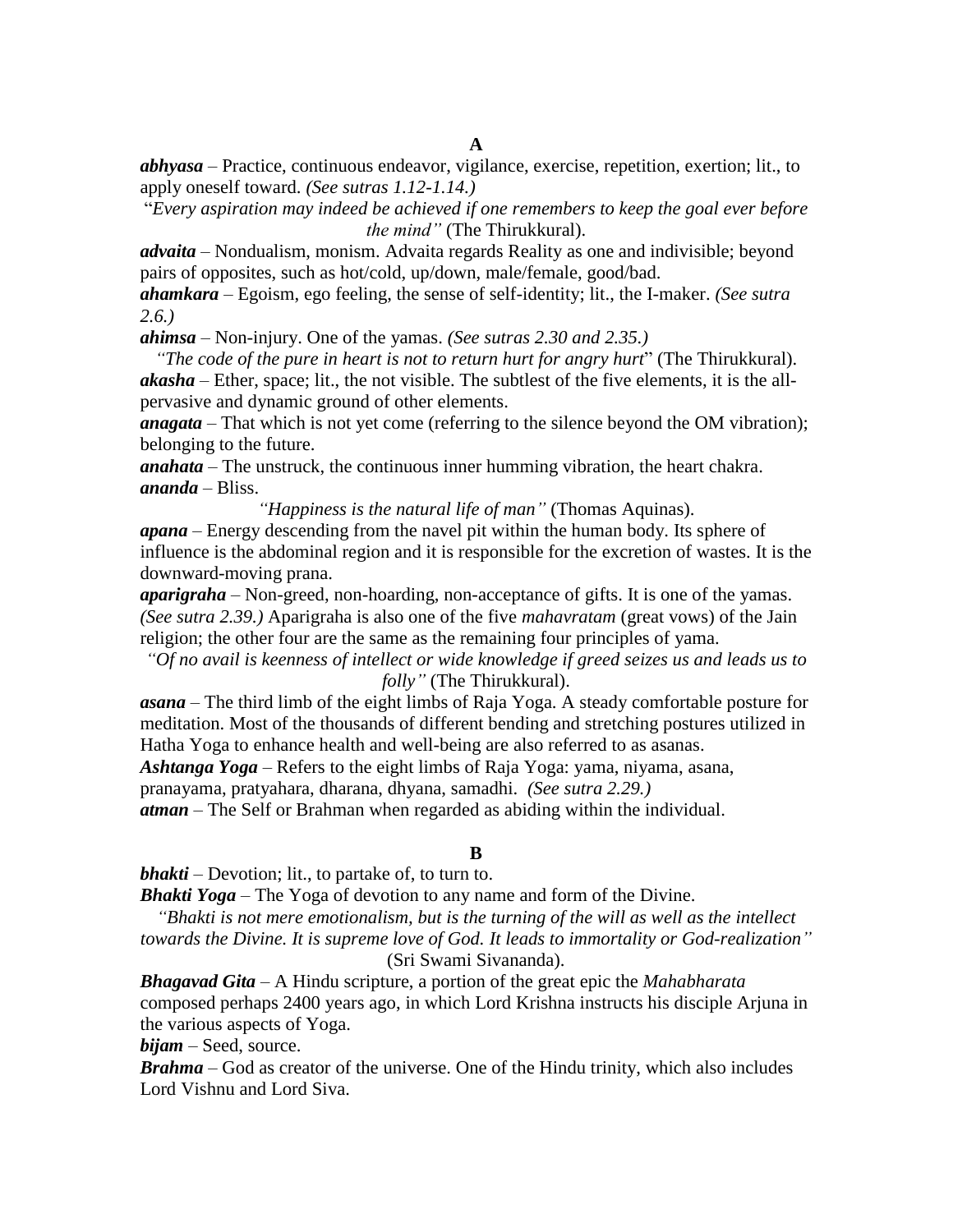## A

***abhyasa*** – Practice, continuous endeavor, vigilance, exercise, repetition, exertion; lit., to apply oneself toward. *(See sutras 1.12-1.14.)*

"*Every aspiration may indeed be achieved if one remembers to keep the goal ever before the mind"* (The Thirukkural).

***advaita*** – Nondualism, monism. Advaita regards Reality as one and indivisible; beyond pairs of opposites, such as hot/cold, up/down, male/female, good/bad.

***ahamkara*** – Egoism, ego feeling, the sense of self-identity; lit., the I-maker. *(See sutra 2.6.)*

***ahimsa*** – Non-injury. One of the yamas. *(See sutras 2.30 and 2.35.)*

*"The code of the pure in heart is not to return hurt for angry hurt*" (The Thirukkural).

***akasha*** – Ether, space; lit., the not visible. The subtlest of the five elements, it is the all-pervasive and dynamic ground of other elements.

***anagata*** – That which is not yet come (referring to the silence beyond the OM vibration); belonging to the future.

***anahata*** – The unstruck, the continuous inner humming vibration, the heart chakra.

***ananda*** – Bliss.

*"Happiness is the natural life of man"* (Thomas Aquinas).

***apana*** – Energy descending from the navel pit within the human body. Its sphere of influence is the abdominal region and it is responsible for the excretion of wastes. It is the downward-moving prana.

***aparigraha*** – Non-greed, non-hoarding, non-acceptance of gifts. It is one of the yamas. *(See sutra 2.39.)* Aparigraha is also one of the five *mahavratam* (great vows) of the Jain religion; the other four are the same as the remaining four principles of yama.

*"Of no avail is keenness of intellect or wide knowledge if greed seizes us and leads us to folly"* (The Thirukkural).

***asana*** – The third limb of the eight limbs of Raja Yoga. A steady comfortable posture for meditation. Most of the thousands of different bending and stretching postures utilized in Hatha Yoga to enhance health and well-being are also referred to as asanas.

***Ashtanga Yoga*** – Refers to the eight limbs of Raja Yoga: yama, niyama, asana, pranayama, pratyahara, dharana, dhyana, samadhi. *(See sutra 2.29.)*

***atman*** – The Self or Brahman when regarded as abiding within the individual.

## B

***bhakti*** – Devotion; lit., to partake of, to turn to.

***Bhakti Yoga*** – The Yoga of devotion to any name and form of the Divine.

*"Bhakti is not mere emotionalism, but is the turning of the will as well as the intellect towards the Divine. It is supreme love of God. It leads to immortality or God-realization"* (Sri Swami Sivananda).

***Bhagavad Gita*** – A Hindu scripture, a portion of the great epic the *Mahabharata* composed perhaps 2400 years ago, in which Lord Krishna instructs his disciple Arjuna in the various aspects of Yoga.

***bijam*** – Seed, source.

***Brahma*** – God as creator of the universe. One of the Hindu trinity, which also includes Lord Vishnu and Lord Siva.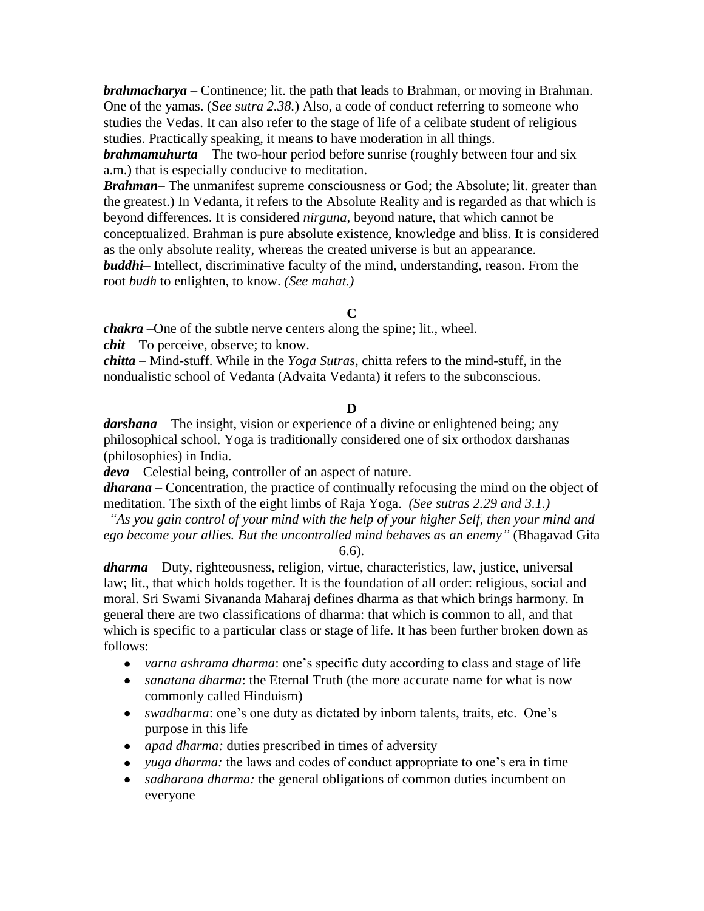***brahmacharya*** – Continence; lit. the path that leads to Brahman, or moving in Brahman. One of the yamas. (S*ee sutra 2.38.*) Also, a code of conduct referring to someone who studies the Vedas. It can also refer to the stage of life of a celibate student of religious studies. Practically speaking, it means to have moderation in all things.
***brahmamuhurta*** – The two-hour period before sunrise (roughly between four and six a.m.) that is especially conducive to meditation.
***Brahman***– The unmanifest supreme consciousness or God; the Absolute; lit. greater than the greatest.) In Vedanta, it refers to the Absolute Reality and is regarded as that which is beyond differences. It is considered *nirguna*, beyond nature, that which cannot be conceptualized. Brahman is pure absolute existence, knowledge and bliss. It is considered as the only absolute reality, whereas the created universe is but an appearance.
***buddhi***– Intellect, discriminative faculty of the mind, understanding, reason. From the root *budh* to enlighten, to know. *(See mahat.)*

**C**

***chakra*** –One of the subtle nerve centers along the spine; lit., wheel.
***chit*** – To perceive, observe; to know.
***chitta*** – Mind-stuff. While in the *Yoga Sutras*, chitta refers to the mind-stuff, in the nondualistic school of Vedanta (Advaita Vedanta) it refers to the subconscious.

**D**

***darshana*** – The insight, vision or experience of a divine or enlightened being; any philosophical school. Yoga is traditionally considered one of six orthodox darshanas (philosophies) in India.
***deva*** – Celestial being, controller of an aspect of nature.
***dharana*** – Concentration, the practice of continually refocusing the mind on the object of meditation. The sixth of the eight limbs of Raja Yoga. *(See sutras 2.29 and 3.1.)*
*"As you gain control of your mind with the help of your higher Self, then your mind and ego become your allies. But the uncontrolled mind behaves as an enemy"* (Bhagavad Gita 6.6).
***dharma*** – Duty, righteousness, religion, virtue, characteristics, law, justice, universal law; lit., that which holds together. It is the foundation of all order: religious, social and moral. Sri Swami Sivananda Maharaj defines dharma as that which brings harmony. In general there are two classifications of dharma: that which is common to all, and that which is specific to a particular class or stage of life. It has been further broken down as follows:

- *varna ashrama dharma*: one's specific duty according to class and stage of life
- *sanatana dharma*: the Eternal Truth (the more accurate name for what is now commonly called Hinduism)
- *swadharma*: one's one duty as dictated by inborn talents, traits, etc. One's purpose in this life
- *apad dharma:* duties prescribed in times of adversity
- *yuga dharma:* the laws and codes of conduct appropriate to one's era in time
- *sadharana dharma:* the general obligations of common duties incumbent on everyone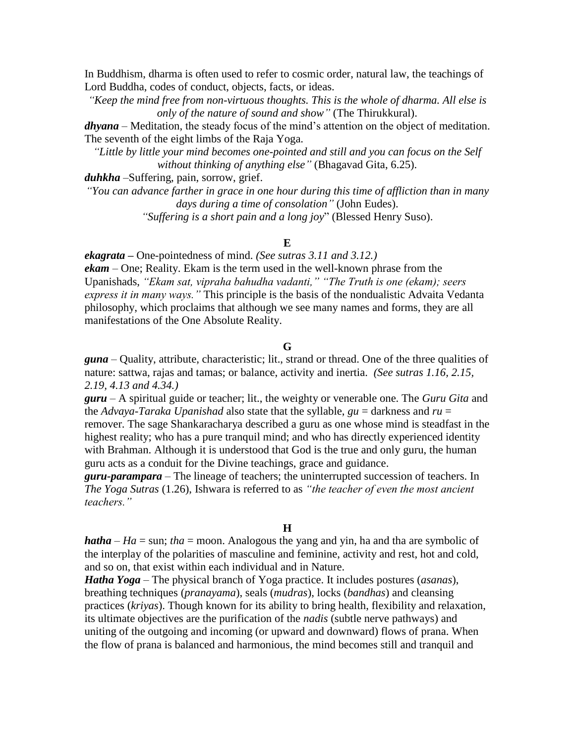In Buddhism, dharma is often used to refer to cosmic order, natural law, the teachings of Lord Buddha, codes of conduct, objects, facts, or ideas.

*"Keep the mind free from non-virtuous thoughts. This is the whole of dharma. All else is only of the nature of sound and show"* (The Thirukkural).

***dhyana*** – Meditation, the steady focus of the mind's attention on the object of meditation. The seventh of the eight limbs of the Raja Yoga.

*"Little by little your mind becomes one-pointed and still and you can focus on the Self without thinking of anything else"* (Bhagavad Gita, 6.25).

***duhkha*** –Suffering, pain, sorrow, grief.

*"You can advance farther in grace in one hour during this time of affliction than in many days during a time of consolation"* (John Eudes).

*"Suffering is a short pain and a long joy*" (Blessed Henry Suso).

**E**

***ekagrata*** **–** One-pointedness of mind. *(See sutras 3.11 and 3.12.)*

***ekam*** – One; Reality. Ekam is the term used in the well-known phrase from the Upanishads, *"Ekam sat, vipraha bahudha vadanti," "The Truth is one (ekam); seers express it in many ways."* This principle is the basis of the nondualistic Advaita Vedanta philosophy, which proclaims that although we see many names and forms, they are all manifestations of the One Absolute Reality.

**G**

***guna*** – Quality, attribute, characteristic; lit., strand or thread. One of the three qualities of nature: sattwa, rajas and tamas; or balance, activity and inertia. *(See sutras 1.16, 2.15, 2.19, 4.13 and 4.34.)*

***guru*** – A spiritual guide or teacher; lit., the weighty or venerable one. The *Guru Gita* and the *Advaya-Taraka Upanishad* also state that the syllable, *gu* = darkness and *ru* = remover. The sage Shankaracharya described a guru as one whose mind is steadfast in the highest reality; who has a pure tranquil mind; and who has directly experienced identity with Brahman. Although it is understood that God is the true and only guru, the human guru acts as a conduit for the Divine teachings, grace and guidance.

***guru-parampara*** – The lineage of teachers; the uninterrupted succession of teachers. In *The Yoga Sutras* (1.26), Ishwara is referred to as *"the teacher of even the most ancient teachers."*

**H**

***hatha*** – *Ha* = sun; *tha* = moon. Analogous the yang and yin, ha and tha are symbolic of the interplay of the polarities of masculine and feminine, activity and rest, hot and cold, and so on, that exist within each individual and in Nature.

***Hatha Yoga*** – The physical branch of Yoga practice. It includes postures (*asanas*), breathing techniques (*pranayama*), seals (*mudras*), locks (*bandhas*) and cleansing practices (*kriyas*). Though known for its ability to bring health, flexibility and relaxation, its ultimate objectives are the purification of the *nadis* (subtle nerve pathways) and uniting of the outgoing and incoming (or upward and downward) flows of prana. When the flow of prana is balanced and harmonious, the mind becomes still and tranquil and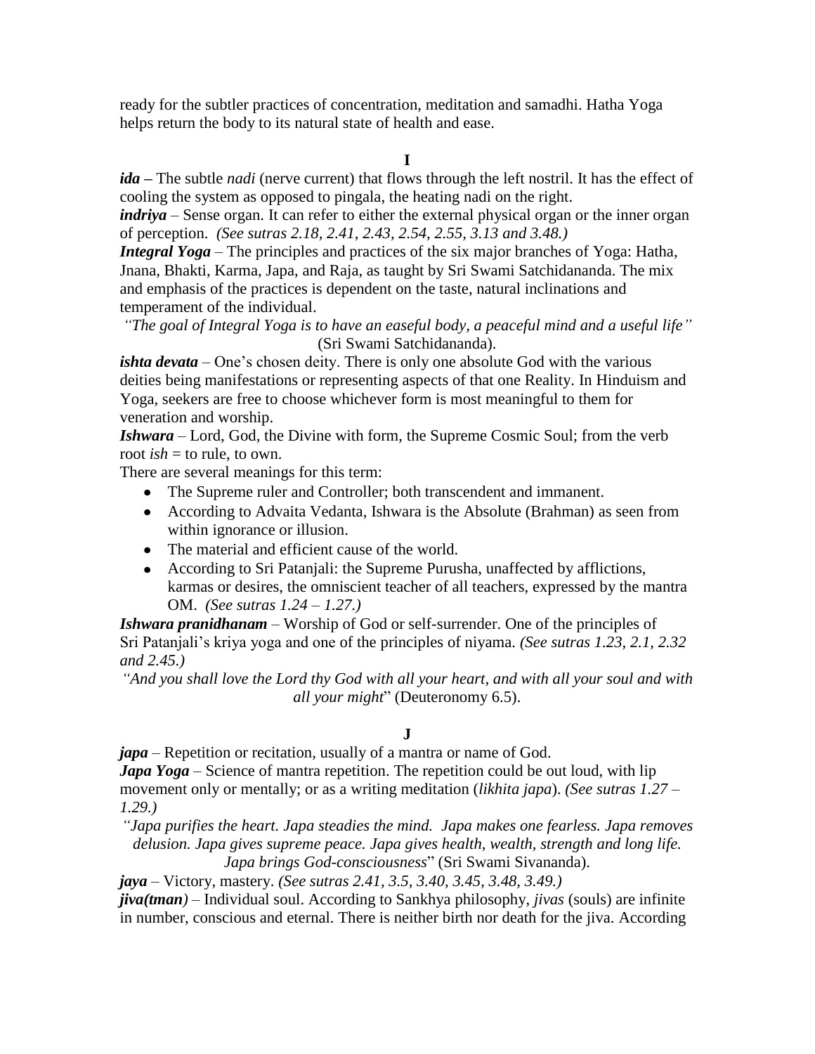ready for the subtler practices of concentration, meditation and samadhi. Hatha Yoga helps return the body to its natural state of health and ease.

## I

***ida*** **–** The subtle *nadi* (nerve current) that flows through the left nostril. It has the effect of cooling the system as opposed to pingala, the heating nadi on the right.

***indriya*** – Sense organ. It can refer to either the external physical organ or the inner organ of perception. *(See sutras 2.18, 2.41, 2.43, 2.54, 2.55, 3.13 and 3.48.)*

***Integral Yoga*** – The principles and practices of the six major branches of Yoga: Hatha, Jnana, Bhakti, Karma, Japa, and Raja, as taught by Sri Swami Satchidananda. The mix and emphasis of the practices is dependent on the taste, natural inclinations and temperament of the individual.

*"The goal of Integral Yoga is to have an easeful body, a peaceful mind and a useful life"* (Sri Swami Satchidananda).

***ishta devata*** – One's chosen deity. There is only one absolute God with the various deities being manifestations or representing aspects of that one Reality. In Hinduism and Yoga, seekers are free to choose whichever form is most meaningful to them for veneration and worship.

***Ishwara*** – Lord, God, the Divine with form, the Supreme Cosmic Soul; from the verb root *ish* = to rule, to own.

There are several meanings for this term:

- The Supreme ruler and Controller; both transcendent and immanent.
- According to Advaita Vedanta, Ishwara is the Absolute (Brahman) as seen from within ignorance or illusion.
- The material and efficient cause of the world.
- According to Sri Patanjali: the Supreme Purusha, unaffected by afflictions, karmas or desires, the omniscient teacher of all teachers, expressed by the mantra OM. *(See sutras 1.24 – 1.27.)*

***Ishwara pranidhanam*** – Worship of God or self-surrender. One of the principles of Sri Patanjali's kriya yoga and one of the principles of niyama. *(See sutras 1.23, 2.1, 2.32 and 2.45.)*

*"And you shall love the Lord thy God with all your heart, and with all your soul and with all your might*" (Deuteronomy 6.5).

## J

***japa*** – Repetition or recitation, usually of a mantra or name of God.

***Japa Yoga*** – Science of mantra repetition. The repetition could be out loud, with lip movement only or mentally; or as a writing meditation (*likhita japa*). *(See sutras 1.27 – 1.29.)*

*"Japa purifies the heart. Japa steadies the mind. Japa makes one fearless. Japa removes delusion. Japa gives supreme peace. Japa gives health, wealth, strength and long life. Japa brings God-consciousness*" (Sri Swami Sivananda).

***jaya*** – Victory, mastery. *(See sutras 2.41, 3.5, 3.40, 3.45, 3.48, 3.49.)*

***jiva(tman)*** – Individual soul. According to Sankhya philosophy, *jivas* (souls) are infinite in number, conscious and eternal. There is neither birth nor death for the jiva. According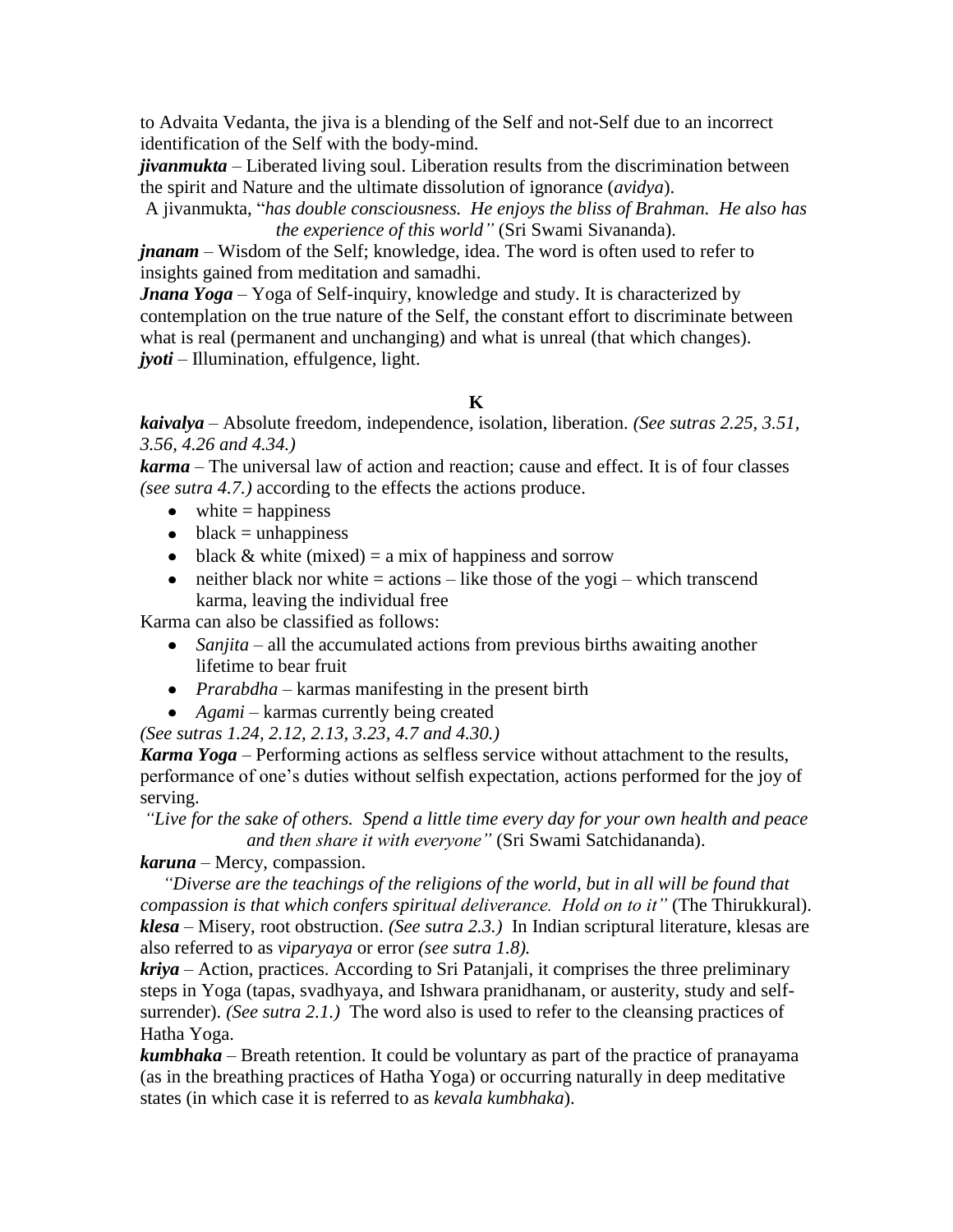to Advaita Vedanta, the jiva is a blending of the Self and not-Self due to an incorrect identification of the Self with the body-mind.

***jivanmukta*** – Liberated living soul. Liberation results from the discrimination between the spirit and Nature and the ultimate dissolution of ignorance (*avidya*).

A jivanmukta, "*has double consciousness. He enjoys the bliss of Brahman. He also has the experience of this world"* (Sri Swami Sivananda).

***jnanam*** – Wisdom of the Self; knowledge, idea. The word is often used to refer to insights gained from meditation and samadhi.

***Jnana Yoga*** – Yoga of Self-inquiry, knowledge and study. It is characterized by contemplation on the true nature of the Self, the constant effort to discriminate between what is real (permanent and unchanging) and what is unreal (that which changes).

***jyoti*** – Illumination, effulgence, light.

## K

***kaivalya*** – Absolute freedom, independence, isolation, liberation. *(See sutras 2.25, 3.51, 3.56, 4.26 and 4.34.)*

***karma*** – The universal law of action and reaction; cause and effect. It is of four classes *(see sutra 4.7.)* according to the effects the actions produce.

- white = happiness
- black = unhappiness
- black & white (mixed) = a mix of happiness and sorrow
- neither black nor white = actions – like those of the yogi – which transcend karma, leaving the individual free

Karma can also be classified as follows:

- *Sanjita* – all the accumulated actions from previous births awaiting another lifetime to bear fruit
- *Prarabdha* – karmas manifesting in the present birth
- *Agami* – karmas currently being created

*(See sutras 1.24, 2.12, 2.13, 3.23, 4.7 and 4.30.)*

***Karma Yoga*** – Performing actions as selfless service without attachment to the results, performance of one's duties without selfish expectation, actions performed for the joy of serving.

*"Live for the sake of others. Spend a little time every day for your own health and peace and then share it with everyone"* (Sri Swami Satchidananda).

***karuna*** – Mercy, compassion.

*"Diverse are the teachings of the religions of the world, but in all will be found that compassion is that which confers spiritual deliverance. Hold on to it"* (The Thirukkural).

***klesa*** – Misery, root obstruction. *(See sutra 2.3.)* In Indian scriptural literature, klesas are also referred to as *viparyaya* or error *(see sutra 1.8).*

***kriya*** – Action, practices. According to Sri Patanjali, it comprises the three preliminary steps in Yoga (tapas, svadhyaya, and Ishwara pranidhanam, or austerity, study and self-surrender). *(See sutra 2.1.)* The word also is used to refer to the cleansing practices of Hatha Yoga.

***kumbhaka*** – Breath retention. It could be voluntary as part of the practice of pranayama (as in the breathing practices of Hatha Yoga) or occurring naturally in deep meditative states (in which case it is referred to as *kevala kumbhaka*).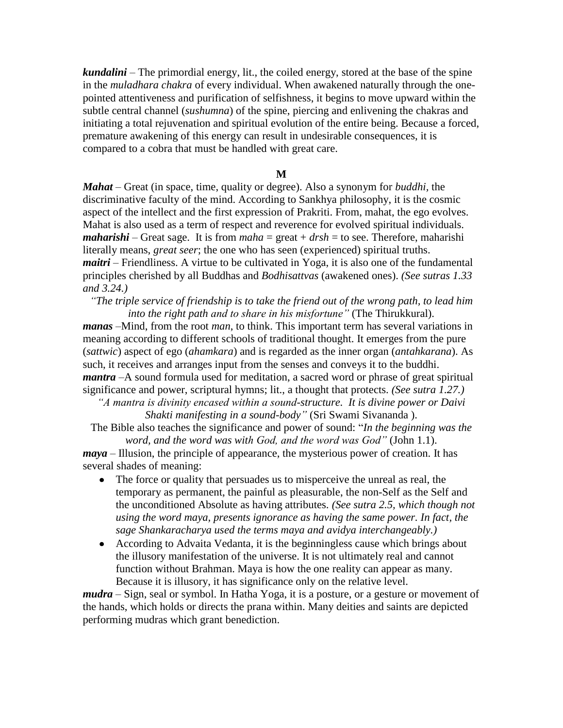***kundalini*** – The primordial energy, lit., the coiled energy, stored at the base of the spine in the *muladhara chakra* of every individual. When awakened naturally through the one-pointed attentiveness and purification of selfishness, it begins to move upward within the subtle central channel (*sushumna*) of the spine, piercing and enlivening the chakras and initiating a total rejuvenation and spiritual evolution of the entire being. Because a forced, premature awakening of this energy can result in undesirable consequences, it is compared to a cobra that must be handled with great care.

## M

***Mahat*** – Great (in space, time, quality or degree). Also a synonym for *buddhi*, the discriminative faculty of the mind. According to Sankhya philosophy, it is the cosmic aspect of the intellect and the first expression of Prakriti. From, mahat, the ego evolves. Mahat is also used as a term of respect and reverence for evolved spiritual individuals.

***maharishi*** – Great sage. It is from *maha* = great + *drsh* = to see. Therefore, maharishi literally means, *great seer*; the one who has seen (experienced) spiritual truths.

***maitri*** – Friendliness. A virtue to be cultivated in Yoga, it is also one of the fundamental principles cherished by all Buddhas and *Bodhisattvas* (awakened ones). *(See sutras 1.33 and 3.24.)*

*"The triple service of friendship is to take the friend out of the wrong path, to lead him into the right path and to share in his misfortune"* (The Thirukkural).

***manas*** –Mind, from the root *man*, to think. This important term has several variations in meaning according to different schools of traditional thought. It emerges from the pure (*sattwic*) aspect of ego (*ahamkara*) and is regarded as the inner organ (*antahkarana*). As such, it receives and arranges input from the senses and conveys it to the buddhi.

***mantra*** –A sound formula used for meditation, a sacred word or phrase of great spiritual significance and power, scriptural hymns; lit., a thought that protects. *(See sutra 1.27.)*

*"A mantra is divinity encased within a sound-structure. It is divine power or Daivi Shakti manifesting in a sound-body"* (Sri Swami Sivananda ).

The Bible also teaches the significance and power of sound: "*In the beginning was the word, and the word was with God, and the word was God"* (John 1.1).

***maya*** – Illusion, the principle of appearance, the mysterious power of creation. It has several shades of meaning:

- The force or quality that persuades us to misperceive the unreal as real, the temporary as permanent, the painful as pleasurable, the non-Self as the Self and the unconditioned Absolute as having attributes. *(See sutra 2.5, which though not using the word maya, presents ignorance as having the same power. In fact, the sage Shankaracharya used the terms maya and avidya interchangeably.)*
- According to Advaita Vedanta, it is the beginningless cause which brings about the illusory manifestation of the universe. It is not ultimately real and cannot function without Brahman. Maya is how the one reality can appear as many. Because it is illusory, it has significance only on the relative level.

***mudra*** – Sign, seal or symbol. In Hatha Yoga, it is a posture, or a gesture or movement of the hands, which holds or directs the prana within. Many deities and saints are depicted performing mudras which grant benediction.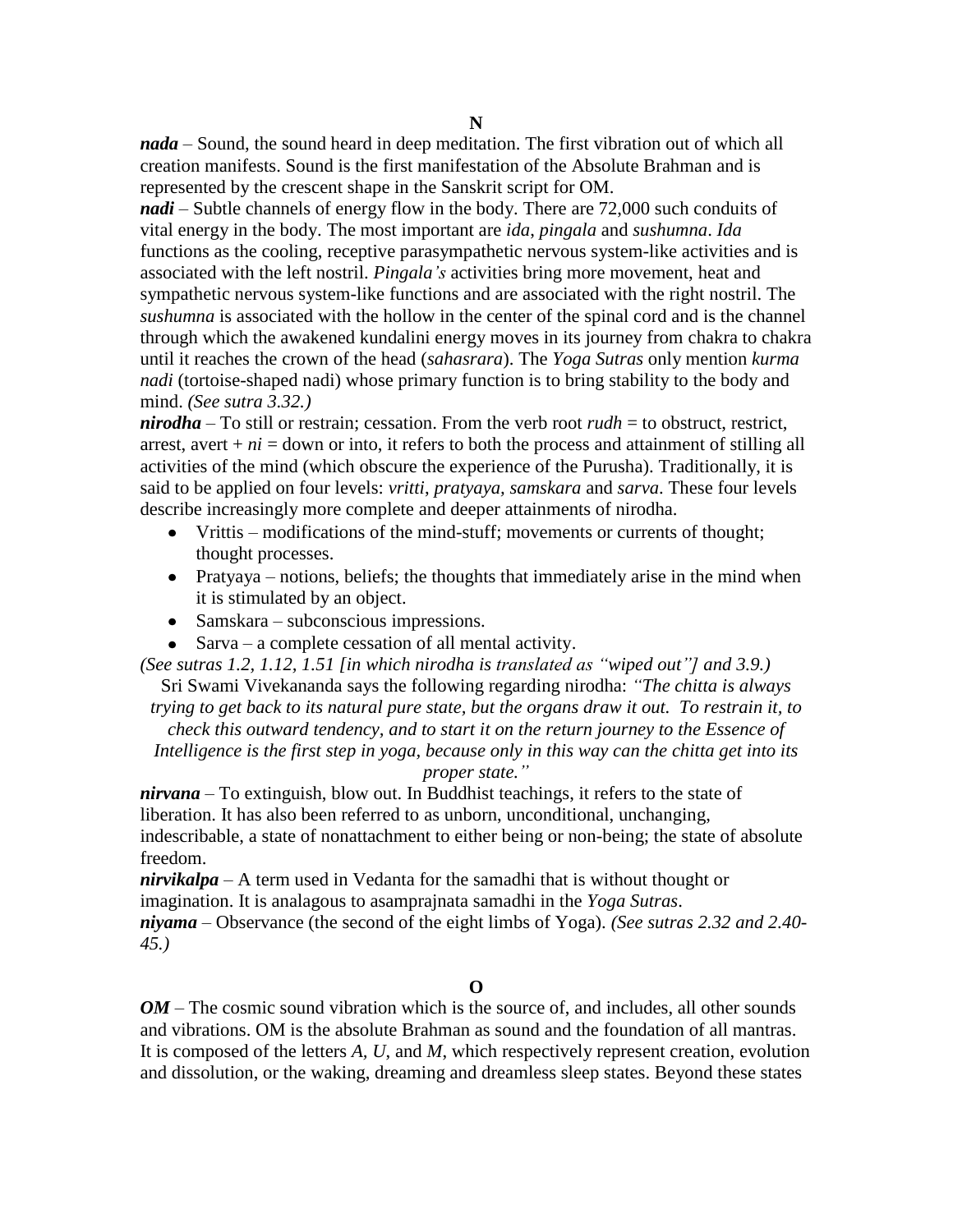## N

***nada*** – Sound, the sound heard in deep meditation. The first vibration out of which all creation manifests. Sound is the first manifestation of the Absolute Brahman and is represented by the crescent shape in the Sanskrit script for OM.

***nadi*** – Subtle channels of energy flow in the body. There are 72,000 such conduits of vital energy in the body. The most important are *ida*, *pingala* and *sushumna*. *Ida* functions as the cooling, receptive parasympathetic nervous system-like activities and is associated with the left nostril. *Pingala's* activities bring more movement, heat and sympathetic nervous system-like functions and are associated with the right nostril. The *sushumna* is associated with the hollow in the center of the spinal cord and is the channel through which the awakened kundalini energy moves in its journey from chakra to chakra until it reaches the crown of the head (*sahasrara*). The *Yoga Sutras* only mention *kurma nadi* (tortoise-shaped nadi) whose primary function is to bring stability to the body and mind. *(See sutra 3.32.)*

***nirodha*** – To still or restrain; cessation. From the verb root *rudh* = to obstruct, restrict, arrest, avert + *ni* = down or into, it refers to both the process and attainment of stilling all activities of the mind (which obscure the experience of the Purusha). Traditionally, it is said to be applied on four levels: *vritti*, *pratyaya, samskara* and *sarva*. These four levels describe increasingly more complete and deeper attainments of nirodha.

- Vrittis – modifications of the mind-stuff; movements or currents of thought; thought processes.
- Pratyaya – notions, beliefs; the thoughts that immediately arise in the mind when it is stimulated by an object.
- Samskara – subconscious impressions.
- Sarva – a complete cessation of all mental activity.

*(See sutras 1.2, 1.12, 1.51 [in which nirodha is translated as "wiped out"] and 3.9.)*

Sri Swami Vivekananda says the following regarding nirodha: *"The chitta is always trying to get back to its natural pure state, but the organs draw it out. To restrain it, to check this outward tendency, and to start it on the return journey to the Essence of Intelligence is the first step in yoga, because only in this way can the chitta get into its proper state."*

***nirvana*** – To extinguish, blow out. In Buddhist teachings, it refers to the state of liberation. It has also been referred to as unborn, unconditional, unchanging, indescribable, a state of nonattachment to either being or non-being; the state of absolute freedom.

***nirvikalpa*** – A term used in Vedanta for the samadhi that is without thought or imagination. It is analagous to asamprajnata samadhi in the *Yoga Sutras*.

***niyama*** – Observance (the second of the eight limbs of Yoga). *(See sutras 2.32 and 2.40-45.)*

## O

***OM*** – The cosmic sound vibration which is the source of, and includes, all other sounds and vibrations. OM is the absolute Brahman as sound and the foundation of all mantras. It is composed of the letters *A*, *U*, and *M*, which respectively represent creation, evolution and dissolution, or the waking, dreaming and dreamless sleep states. Beyond these states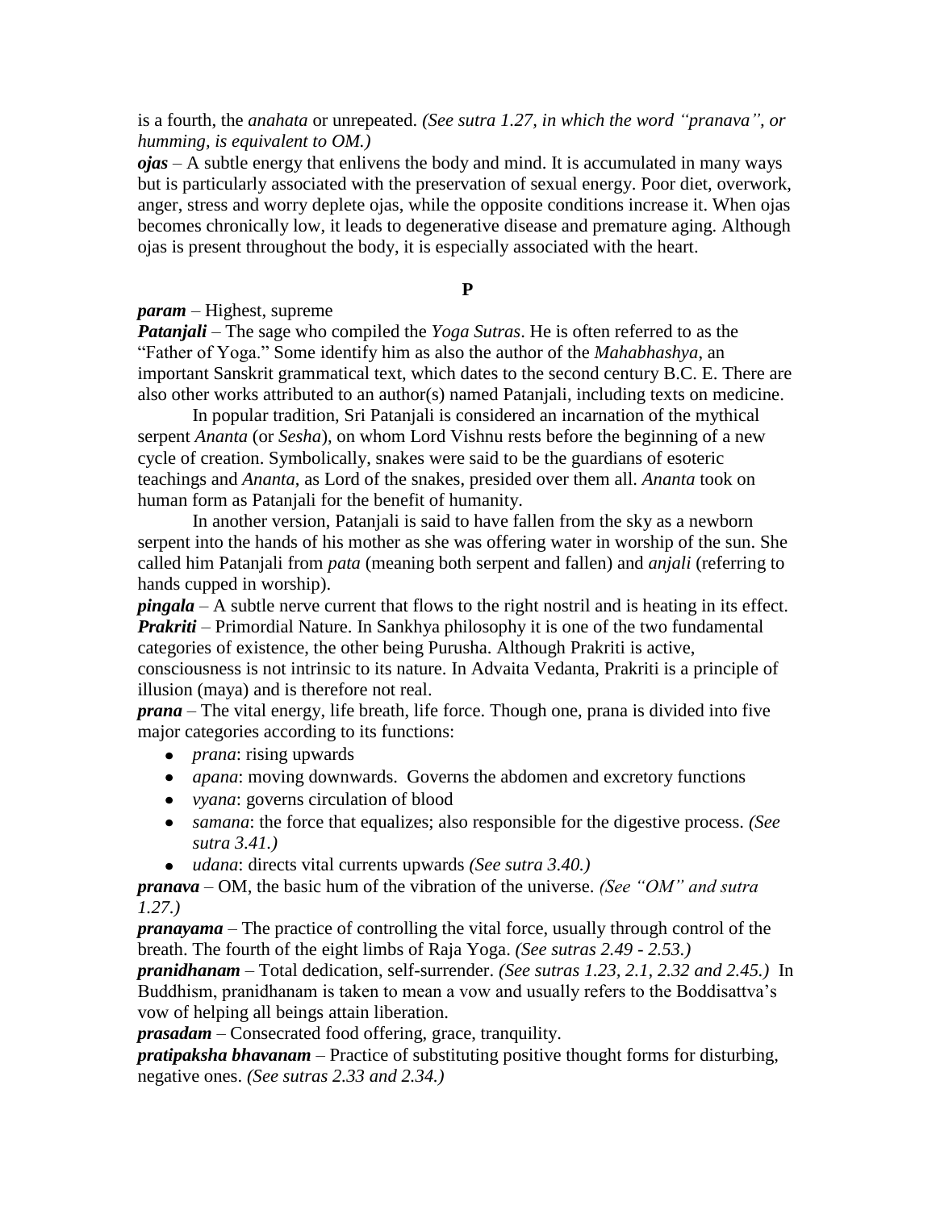is a fourth, the *anahata* or unrepeated. *(See sutra 1.27, in which the word "pranava", or humming, is equivalent to OM.)*

***ojas*** – A subtle energy that enlivens the body and mind. It is accumulated in many ways but is particularly associated with the preservation of sexual energy. Poor diet, overwork, anger, stress and worry deplete ojas, while the opposite conditions increase it. When ojas becomes chronically low, it leads to degenerative disease and premature aging. Although ojas is present throughout the body, it is especially associated with the heart.

### P

***param*** – Highest, supreme

***Patanjali*** – The sage who compiled the *Yoga Sutras*. He is often referred to as the "Father of Yoga." Some identify him as also the author of the *Mahabhashya*, an important Sanskrit grammatical text, which dates to the second century B.C. E. There are also other works attributed to an author(s) named Patanjali, including texts on medicine.

In popular tradition, Sri Patanjali is considered an incarnation of the mythical serpent *Ananta* (or *Sesha*), on whom Lord Vishnu rests before the beginning of a new cycle of creation. Symbolically, snakes were said to be the guardians of esoteric teachings and *Ananta*, as Lord of the snakes, presided over them all. *Ananta* took on human form as Patanjali for the benefit of humanity.

In another version, Patanjali is said to have fallen from the sky as a newborn serpent into the hands of his mother as she was offering water in worship of the sun. She called him Patanjali from *pata* (meaning both serpent and fallen) and *anjali* (referring to hands cupped in worship).

***pingala*** – A subtle nerve current that flows to the right nostril and is heating in its effect.

***Prakriti*** – Primordial Nature. In Sankhya philosophy it is one of the two fundamental categories of existence, the other being Purusha. Although Prakriti is active, consciousness is not intrinsic to its nature. In Advaita Vedanta, Prakriti is a principle of illusion (maya) and is therefore not real.

***prana*** – The vital energy, life breath, life force. Though one, prana is divided into five major categories according to its functions:

- *prana*: rising upwards
- *apana*: moving downwards. Governs the abdomen and excretory functions
- *vyana*: governs circulation of blood
- *samana*: the force that equalizes; also responsible for the digestive process. *(See sutra 3.41.)*
- *udana*: directs vital currents upwards *(See sutra 3.40.)*

***pranava*** – OM, the basic hum of the vibration of the universe. *(See "OM" and sutra 1.27.)*

***pranayama*** – The practice of controlling the vital force, usually through control of the breath. The fourth of the eight limbs of Raja Yoga. *(See sutras 2.49 - 2.53.)*

***pranidhanam*** – Total dedication, self-surrender. *(See sutras 1.23, 2.1, 2.32 and 2.45.)* In Buddhism, pranidhanam is taken to mean a vow and usually refers to the Boddisattva's vow of helping all beings attain liberation.

***prasadam*** – Consecrated food offering, grace, tranquility.

***pratipaksha bhavanam*** – Practice of substituting positive thought forms for disturbing, negative ones. *(See sutras 2.33 and 2.34.)*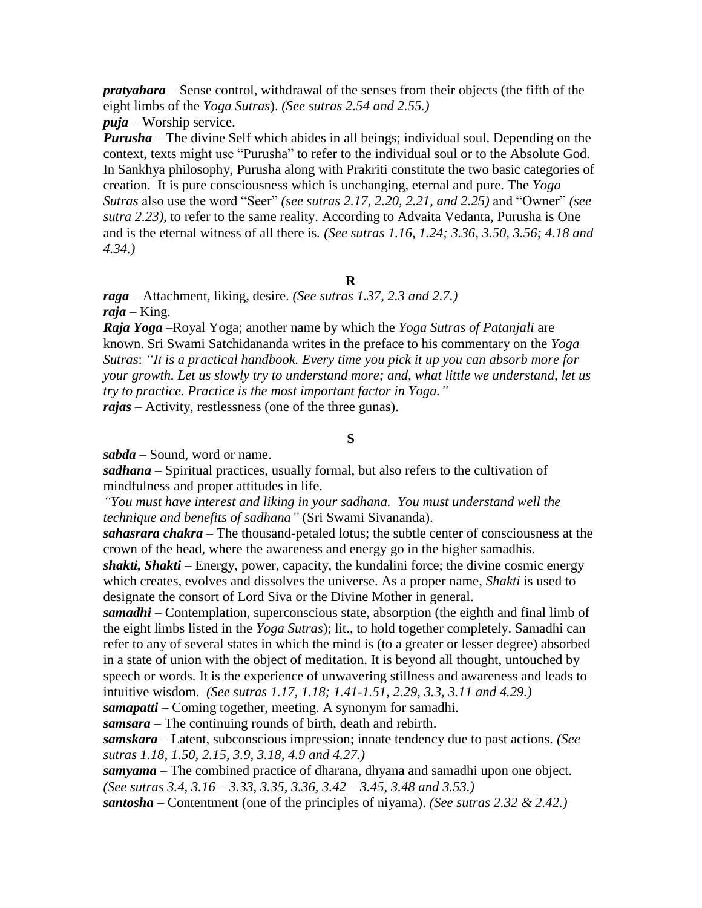***pratyahara*** – Sense control, withdrawal of the senses from their objects (the fifth of the eight limbs of the *Yoga Sutras*). *(See sutras 2.54 and 2.55.)*
***puja*** – Worship service.
***Purusha*** – The divine Self which abides in all beings; individual soul. Depending on the context, texts might use "Purusha" to refer to the individual soul or to the Absolute God. In Sankhya philosophy, Purusha along with Prakriti constitute the two basic categories of creation. It is pure consciousness which is unchanging, eternal and pure. The *Yoga Sutras* also use the word "Seer" *(see sutras 2.17, 2.20, 2.21, and 2.25)* and "Owner" *(see sutra 2.23),* to refer to the same reality. According to Advaita Vedanta, Purusha is One and is the eternal witness of all there is. *(See sutras 1.16, 1.24; 3.36, 3.50, 3.56; 4.18 and 4.34.)*

**R**

***raga*** – Attachment, liking, desire. *(See sutras 1.37, 2.3 and 2.7.)*
***raja*** – King.
***Raja Yoga*** –Royal Yoga; another name by which the *Yoga Sutras of Patanjali* are known. Sri Swami Satchidananda writes in the preface to his commentary on the *Yoga Sutras*: *"It is a practical handbook. Every time you pick it up you can absorb more for your growth. Let us slowly try to understand more; and, what little we understand, let us try to practice. Practice is the most important factor in Yoga."*
***rajas*** – Activity, restlessness (one of the three gunas).

**S**

***sabda*** – Sound, word or name.
***sadhana*** – Spiritual practices, usually formal, but also refers to the cultivation of mindfulness and proper attitudes in life.
*"You must have interest and liking in your sadhana. You must understand well the technique and benefits of sadhana"* (Sri Swami Sivananda).
***sahasrara chakra*** – The thousand-petaled lotus; the subtle center of consciousness at the crown of the head, where the awareness and energy go in the higher samadhis.
***shakti, Shakti*** – Energy, power, capacity, the kundalini force; the divine cosmic energy which creates, evolves and dissolves the universe. As a proper name, *Shakti* is used to designate the consort of Lord Siva or the Divine Mother in general.
***samadhi*** – Contemplation, superconscious state, absorption (the eighth and final limb of the eight limbs listed in the *Yoga Sutras*); lit., to hold together completely. Samadhi can refer to any of several states in which the mind is (to a greater or lesser degree) absorbed in a state of union with the object of meditation. It is beyond all thought, untouched by speech or words. It is the experience of unwavering stillness and awareness and leads to intuitive wisdom. *(See sutras 1.17, 1.18; 1.41-1.51, 2.29, 3.3, 3.11 and 4.29.)*
***samapatti*** – Coming together, meeting. A synonym for samadhi.
***samsara*** – The continuing rounds of birth, death and rebirth.
***samskara*** – Latent, subconscious impression; innate tendency due to past actions. *(See sutras 1.18, 1.50, 2.15, 3.9, 3.18, 4.9 and 4.27.)*
***samyama*** – The combined practice of dharana, dhyana and samadhi upon one object. *(See sutras 3.4, 3.16 – 3.33, 3.35, 3.36, 3.42 – 3.45, 3.48 and 3.53.)*
***santosha*** – Contentment (one of the principles of niyama). *(See sutras 2.32 & 2.42.)*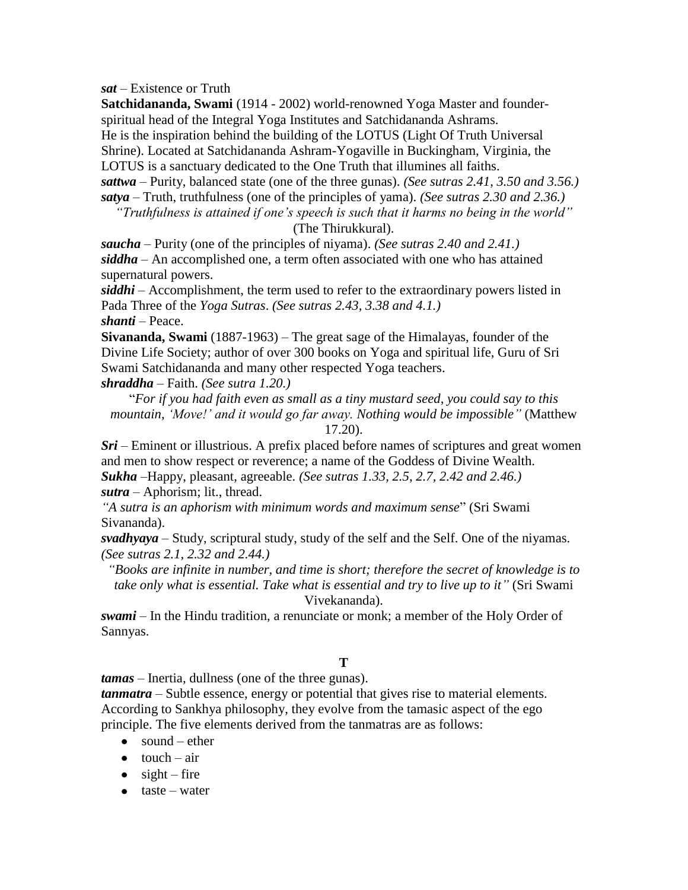***sat*** – Existence or Truth

**Satchidananda, Swami** (1914 - 2002) world-renowned Yoga Master and founder-spiritual head of the Integral Yoga Institutes and Satchidananda Ashrams. He is the inspiration behind the building of the LOTUS (Light Of Truth Universal Shrine). Located at Satchidananda Ashram-Yogaville in Buckingham, Virginia, the LOTUS is a sanctuary dedicated to the One Truth that illumines all faiths.

***sattwa*** – Purity, balanced state (one of the three gunas). *(See sutras 2.41, 3.50 and 3.56.)*

***satya*** – Truth, truthfulness (one of the principles of yama). *(See sutras 2.30 and 2.36.)*

*"Truthfulness is attained if one's speech is such that it harms no being in the world"* (The Thirukkural).

***saucha*** – Purity (one of the principles of niyama). *(See sutras 2.40 and 2.41.)*

***siddha*** – An accomplished one, a term often associated with one who has attained supernatural powers.

***siddhi*** – Accomplishment, the term used to refer to the extraordinary powers listed in Pada Three of the *Yoga Sutras*. *(See sutras 2.43, 3.38 and 4.1.)*

***shanti*** – Peace.

**Sivananda, Swami** (1887-1963) – The great sage of the Himalayas, founder of the Divine Life Society; author of over 300 books on Yoga and spiritual life, Guru of Sri Swami Satchidananda and many other respected Yoga teachers.

***shraddha*** – Faith. *(See sutra 1.20.)*

"*For if you had faith even as small as a tiny mustard seed, you could say to this mountain, 'Move!' and it would go far away. Nothing would be impossible"* (Matthew 17.20).

***Sri*** – Eminent or illustrious. A prefix placed before names of scriptures and great women and men to show respect or reverence; a name of the Goddess of Divine Wealth.

***Sukha*** –Happy, pleasant, agreeable. *(See sutras 1.33, 2.5, 2.7, 2.42 and 2.46.)*

***sutra*** – Aphorism; lit., thread.

*"A sutra is an aphorism with minimum words and maximum sense*" (Sri Swami Sivananda).

***svadhyaya*** – Study, scriptural study, study of the self and the Self. One of the niyamas. *(See sutras 2.1, 2.32 and 2.44.)*

*"Books are infinite in number, and time is short; therefore the secret of knowledge is to take only what is essential. Take what is essential and try to live up to it"* (Sri Swami Vivekananda).

***swami*** – In the Hindu tradition, a renunciate or monk; a member of the Holy Order of Sannyas.

## T

***tamas*** – Inertia, dullness (one of the three gunas).

***tanmatra*** – Subtle essence, energy or potential that gives rise to material elements. According to Sankhya philosophy, they evolve from the tamasic aspect of the ego principle. The five elements derived from the tanmatras are as follows:

- sound – ether
- touch – air
- sight – fire
- taste – water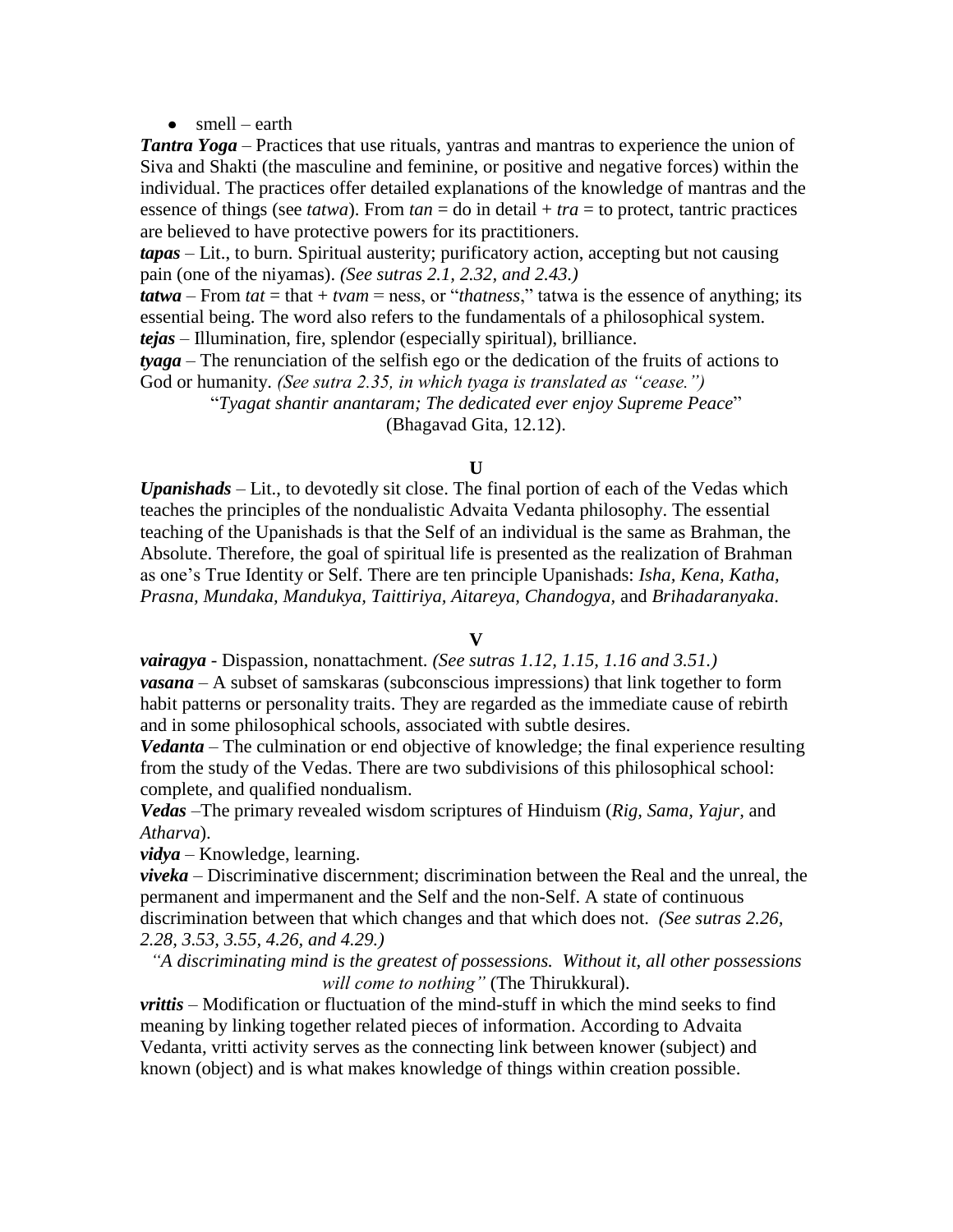- smell – earth

***Tantra Yoga*** – Practices that use rituals, yantras and mantras to experience the union of Siva and Shakti (the masculine and feminine, or positive and negative forces) within the individual. The practices offer detailed explanations of the knowledge of mantras and the essence of things (see *tatwa*). From *tan* = do in detail + *tra* = to protect, tantric practices are believed to have protective powers for its practitioners.

***tapas*** – Lit., to burn. Spiritual austerity; purificatory action, accepting but not causing pain (one of the niyamas). *(See sutras 2.1, 2.32, and 2.43.)*

***tatwa*** – From *tat* = that + *tvam* = ness, or "*thatness*," tatwa is the essence of anything; its essential being. The word also refers to the fundamentals of a philosophical system.

***tejas*** – Illumination, fire, splendor (especially spiritual), brilliance.

***tyaga*** – The renunciation of the selfish ego or the dedication of the fruits of actions to God or humanity. *(See sutra 2.35, in which tyaga is translated as "cease.")*

"*Tyagat shantir anantaram; The dedicated ever enjoy Supreme Peace*"
(Bhagavad Gita, 12.12).

**U**

***Upanishads*** – Lit., to devotedly sit close. The final portion of each of the Vedas which teaches the principles of the nondualistic Advaita Vedanta philosophy. The essential teaching of the Upanishads is that the Self of an individual is the same as Brahman, the Absolute. Therefore, the goal of spiritual life is presented as the realization of Brahman as one's True Identity or Self. There are ten principle Upanishads: *Isha, Kena, Katha, Prasna, Mundaka, Mandukya, Taittiriya, Aitareya, Chandogya*, and *Brihadaranyaka*.

**V**

***vairagya*** - Dispassion, nonattachment. *(See sutras 1.12, 1.15, 1.16 and 3.51.)*

***vasana*** – A subset of samskaras (subconscious impressions) that link together to form habit patterns or personality traits. They are regarded as the immediate cause of rebirth and in some philosophical schools, associated with subtle desires.

***Vedanta*** – The culmination or end objective of knowledge; the final experience resulting from the study of the Vedas. There are two subdivisions of this philosophical school: complete, and qualified nondualism.

***Vedas*** –The primary revealed wisdom scriptures of Hinduism (*Rig, Sama, Yajur,* and *Atharva*).

***vidya*** – Knowledge, learning.

***viveka*** – Discriminative discernment; discrimination between the Real and the unreal, the permanent and impermanent and the Self and the non-Self. A state of continuous discrimination between that which changes and that which does not. *(See sutras 2.26, 2.28, 3.53, 3.55, 4.26, and 4.29.)*

*"A discriminating mind is the greatest of possessions. Without it, all other possessions will come to nothing"* (The Thirukkural).

***vrittis*** – Modification or fluctuation of the mind-stuff in which the mind seeks to find meaning by linking together related pieces of information. According to Advaita Vedanta, vritti activity serves as the connecting link between knower (subject) and known (object) and is what makes knowledge of things within creation possible.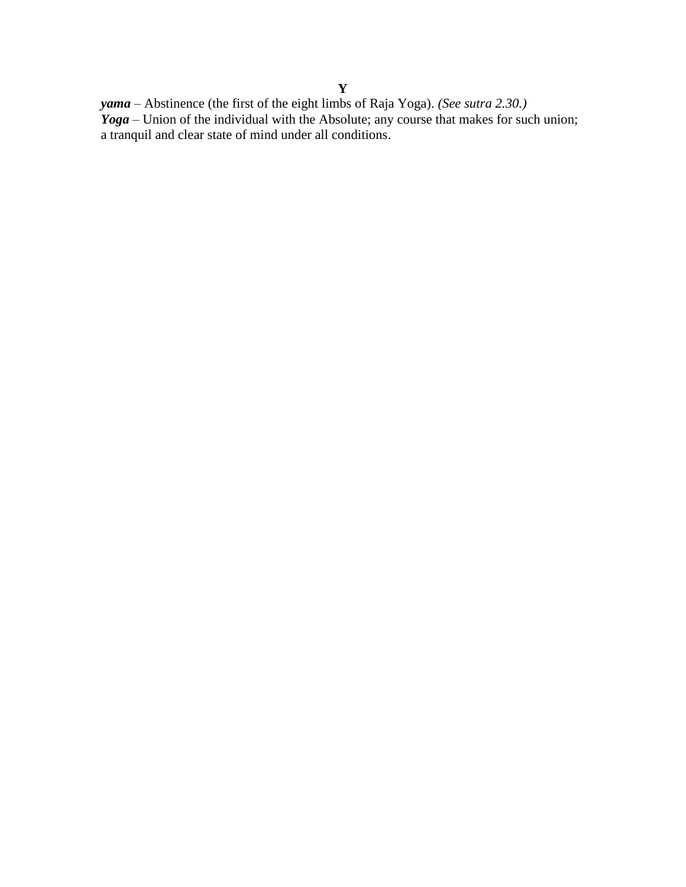**Y**

***yama*** – Abstinence (the first of the eight limbs of Raja Yoga). *(See sutra 2.30.)*
***Yoga*** – Union of the individual with the Absolute; any course that makes for such union; a tranquil and clear state of mind under all conditions.